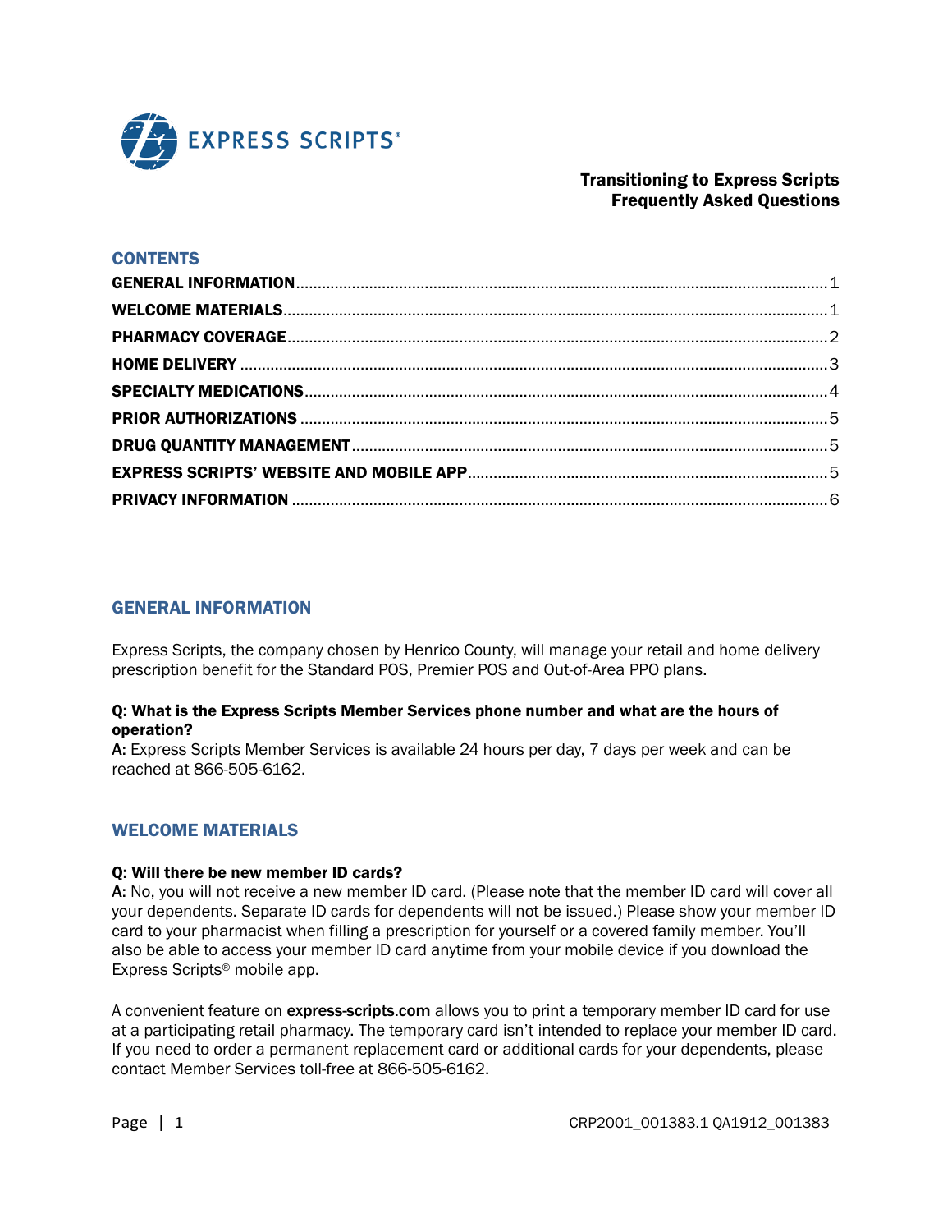EXPRESS SCRIPTS®

# Transitioning to Express Scripts Frequently Asked Questions

## CONTENTS

**GENERAL INFORMATION** .......... 1
**WELCOME MATERIALS** .......... 1
**PHARMACY COVERAGE** .......... 2
**HOME DELIVERY** .......... 3
**SPECIALTY MEDICATIONS** .......... 4
**PRIOR AUTHORIZATIONS** .......... 5
**DRUG QUANTITY MANAGEMENT** .......... 5
**EXPRESS SCRIPTS' WEBSITE AND MOBILE APP** .......... 5
**PRIVACY INFORMATION** .......... 6

## GENERAL INFORMATION

Express Scripts, the company chosen by Henrico County, will manage your retail and home delivery prescription benefit for the Standard POS, Premier POS and Out-of-Area PPO plans.

**Q: What is the Express Scripts Member Services phone number and what are the hours of operation?**
**A:** Express Scripts Member Services is available 24 hours per day, 7 days per week and can be reached at 866-505-6162.

## WELCOME MATERIALS

**Q: Will there be new member ID cards?**
**A:** No, you will not receive a new member ID card. (Please note that the member ID card will cover all your dependents. Separate ID cards for dependents will not be issued.) Please show your member ID card to your pharmacist when filling a prescription for yourself or a covered family member. You'll also be able to access your member ID card anytime from your mobile device if you download the Express Scripts® mobile app.

A convenient feature on **express-scripts.com** allows you to print a temporary member ID card for use at a participating retail pharmacy. The temporary card isn't intended to replace your member ID card. If you need to order a permanent replacement card or additional cards for your dependents, please contact Member Services toll-free at 866-505-6162.

CRP2001_001383.1 QA1912_001383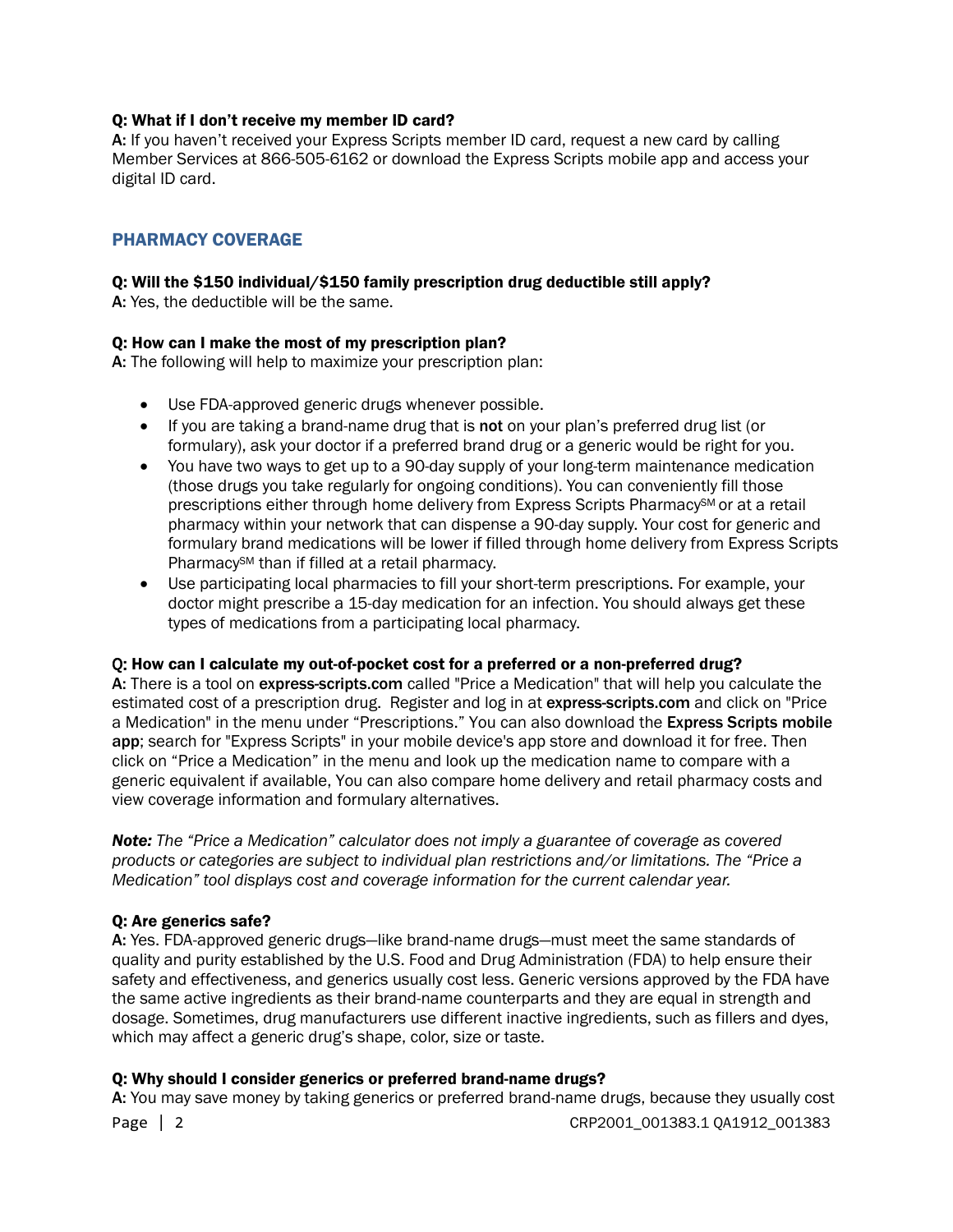**Q: What if I don't receive my member ID card?**
**A:** If you haven't received your Express Scripts member ID card, request a new card by calling Member Services at 866-505-6162 or download the Express Scripts mobile app and access your digital ID card.

## PHARMACY COVERAGE

**Q: Will the $150 individual/$150 family prescription drug deductible still apply?**
**A:** Yes, the deductible will be the same.

**Q: How can I make the most of my prescription plan?**
**A:** The following will help to maximize your prescription plan:

- Use FDA-approved generic drugs whenever possible.
- If you are taking a brand-name drug that is **not** on your plan's preferred drug list (or formulary), ask your doctor if a preferred brand drug or a generic would be right for you.
- You have two ways to get up to a 90-day supply of your long-term maintenance medication (those drugs you take regularly for ongoing conditions). You can conveniently fill those prescriptions either through home delivery from Express Scripts Pharmacy℠ or at a retail pharmacy within your network that can dispense a 90-day supply. Your cost for generic and formulary brand medications will be lower if filled through home delivery from Express Scripts Pharmacy℠ than if filled at a retail pharmacy.
- Use participating local pharmacies to fill your short-term prescriptions. For example, your doctor might prescribe a 15-day medication for an infection. You should always get these types of medications from a participating local pharmacy.

**Q: How can I calculate my out-of-pocket cost for a preferred or a non-preferred drug?**
**A:** There is a tool on **express-scripts.com** called "Price a Medication" that will help you calculate the estimated cost of a prescription drug. Register and log in at **express-scripts.com** and click on "Price a Medication" in the menu under "Prescriptions." You can also download the **Express Scripts mobile app**; search for "Express Scripts" in your mobile device's app store and download it for free. Then click on "Price a Medication" in the menu and look up the medication name to compare with a generic equivalent if available, You can also compare home delivery and retail pharmacy costs and view coverage information and formulary alternatives.

***Note:*** *The "Price a Medication" calculator does not imply a guarantee of coverage as covered products or categories are subject to individual plan restrictions and/or limitations. The "Price a Medication" tool displays cost and coverage information for the current calendar year.*

**Q: Are generics safe?**
**A:** Yes. FDA-approved generic drugs—like brand-name drugs—must meet the same standards of quality and purity established by the U.S. Food and Drug Administration (FDA) to help ensure their safety and effectiveness, and generics usually cost less. Generic versions approved by the FDA have the same active ingredients as their brand-name counterparts and they are equal in strength and dosage. Sometimes, drug manufacturers use different inactive ingredients, such as fillers and dyes, which may affect a generic drug's shape, color, size or taste.

**Q: Why should I consider generics or preferred brand-name drugs?**
**A:** You may save money by taking generics or preferred brand-name drugs, because they usually cost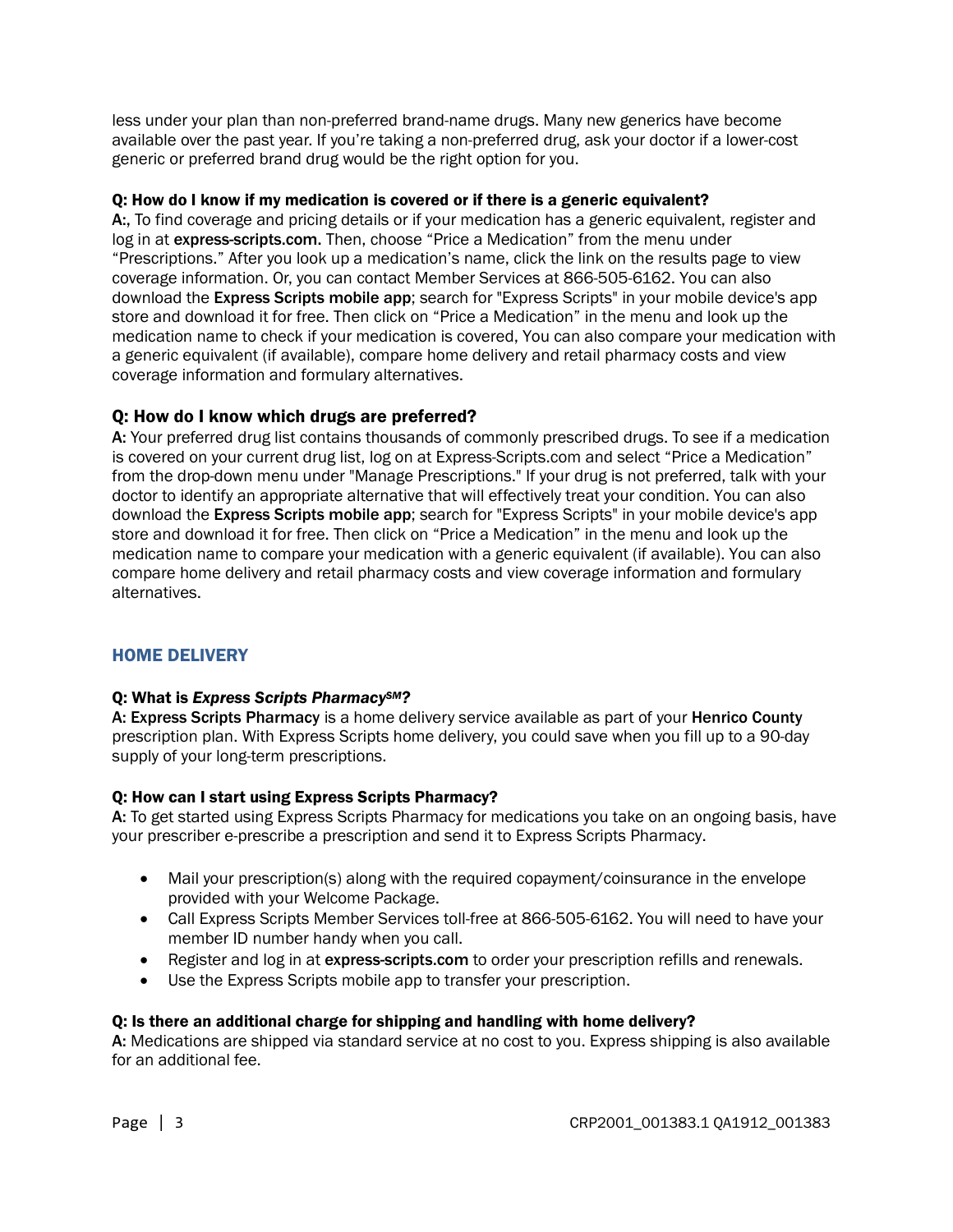less under your plan than non-preferred brand-name drugs. Many new generics have become available over the past year. If you're taking a non-preferred drug, ask your doctor if a lower-cost generic or preferred brand drug would be the right option for you.

**Q: How do I know if my medication is covered or if there is a generic equivalent?**
**A:**, To find coverage and pricing details or if your medication has a generic equivalent, register and log in at **express-scripts.com**. Then, choose "Price a Medication" from the menu under "Prescriptions." After you look up a medication's name, click the link on the results page to view coverage information. Or, you can contact Member Services at 866-505-6162. You can also download the **Express Scripts mobile app**; search for "Express Scripts" in your mobile device's app store and download it for free. Then click on "Price a Medication" in the menu and look up the medication name to check if your medication is covered, You can also compare your medication with a generic equivalent (if available), compare home delivery and retail pharmacy costs and view coverage information and formulary alternatives.

**Q: How do I know which drugs are preferred?**
**A:** Your preferred drug list contains thousands of commonly prescribed drugs. To see if a medication is covered on your current drug list, log on at Express-Scripts.com and select "Price a Medication" from the drop-down menu under "Manage Prescriptions." If your drug is not preferred, talk with your doctor to identify an appropriate alternative that will effectively treat your condition. You can also download the **Express Scripts mobile app**; search for "Express Scripts" in your mobile device's app store and download it for free. Then click on "Price a Medication" in the menu and look up the medication name to compare your medication with a generic equivalent (if available). You can also compare home delivery and retail pharmacy costs and view coverage information and formulary alternatives.

## HOME DELIVERY

**Q: What is *Express Scripts Pharmacy℠*?**
**A: Express Scripts Pharmacy** is a home delivery service available as part of your **Henrico County** prescription plan. With Express Scripts home delivery, you could save when you fill up to a 90-day supply of your long-term prescriptions.

**Q: How can I start using Express Scripts Pharmacy?**
**A:** To get started using Express Scripts Pharmacy for medications you take on an ongoing basis, have your prescriber e-prescribe a prescription and send it to Express Scripts Pharmacy.

- Mail your prescription(s) along with the required copayment/coinsurance in the envelope provided with your Welcome Package.
- Call Express Scripts Member Services toll-free at 866-505-6162. You will need to have your member ID number handy when you call.
- Register and log in at **express-scripts.com** to order your prescription refills and renewals.
- Use the Express Scripts mobile app to transfer your prescription.

**Q: Is there an additional charge for shipping and handling with home delivery?**
**A:** Medications are shipped via standard service at no cost to you. Express shipping is also available for an additional fee.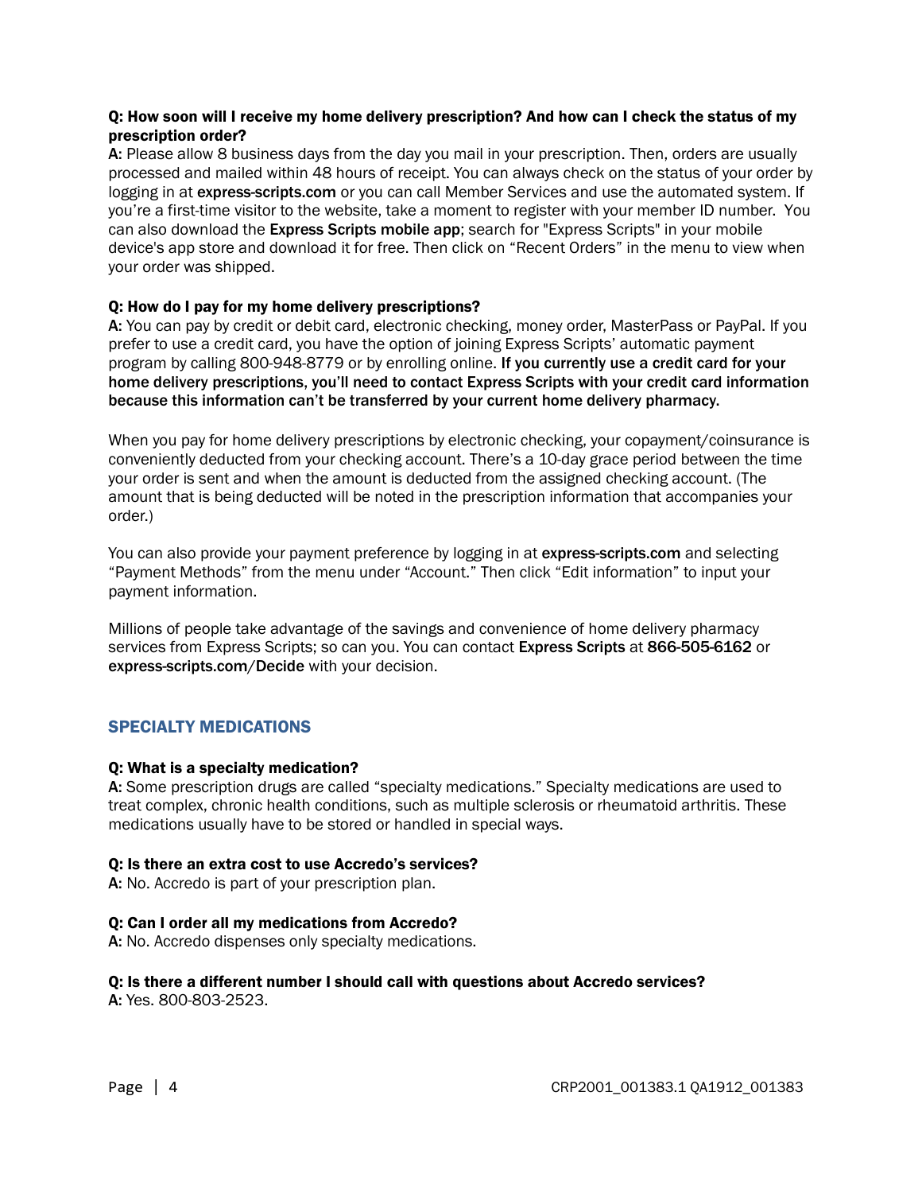**Q: How soon will I receive my home delivery prescription? And how can I check the status of my prescription order?**
**A:** Please allow 8 business days from the day you mail in your prescription. Then, orders are usually processed and mailed within 48 hours of receipt. You can always check on the status of your order by logging in at **express-scripts.com** or you can call Member Services and use the automated system. If you're a first-time visitor to the website, take a moment to register with your member ID number. You can also download the **Express Scripts mobile app**; search for "Express Scripts" in your mobile device's app store and download it for free. Then click on "Recent Orders" in the menu to view when your order was shipped.

**Q: How do I pay for my home delivery prescriptions?**
**A:** You can pay by credit or debit card, electronic checking, money order, MasterPass or PayPal. If you prefer to use a credit card, you have the option of joining Express Scripts' automatic payment program by calling 800-948-8779 or by enrolling online. **If you currently use a credit card for your home delivery prescriptions, you'll need to contact Express Scripts with your credit card information because this information can't be transferred by your current home delivery pharmacy.**

When you pay for home delivery prescriptions by electronic checking, your copayment/coinsurance is conveniently deducted from your checking account. There's a 10-day grace period between the time your order is sent and when the amount is deducted from the assigned checking account. (The amount that is being deducted will be noted in the prescription information that accompanies your order.)

You can also provide your payment preference by logging in at **express-scripts.com** and selecting "Payment Methods" from the menu under "Account." Then click "Edit information" to input your payment information.

Millions of people take advantage of the savings and convenience of home delivery pharmacy services from Express Scripts; so can you. You can contact **Express Scripts** at **866-505-6162** or **express-scripts.com/Decide** with your decision.

## SPECIALTY MEDICATIONS

**Q: What is a specialty medication?**
**A:** Some prescription drugs are called "specialty medications." Specialty medications are used to treat complex, chronic health conditions, such as multiple sclerosis or rheumatoid arthritis. These medications usually have to be stored or handled in special ways.

**Q: Is there an extra cost to use Accredo's services?**
**A:** No. Accredo is part of your prescription plan.

**Q: Can I order all my medications from Accredo?**
**A:** No. Accredo dispenses only specialty medications.

**Q: Is there a different number I should call with questions about Accredo services?**
**A:** Yes. 800-803-2523.

CRP2001_001383.1 QA1912_001383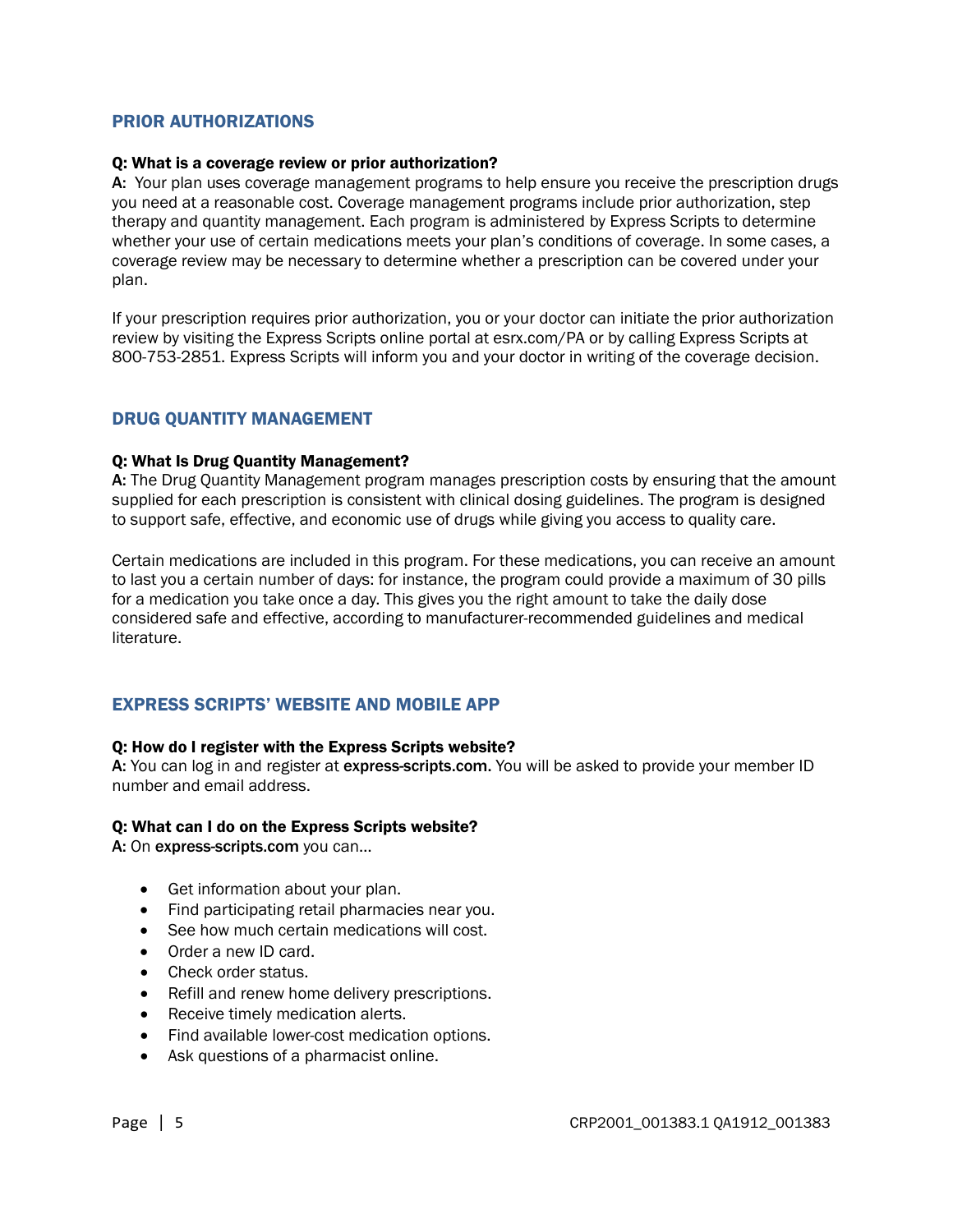## PRIOR AUTHORIZATIONS

**Q: What is a coverage review or prior authorization?**
**A**: Your plan uses coverage management programs to help ensure you receive the prescription drugs you need at a reasonable cost. Coverage management programs include prior authorization, step therapy and quantity management. Each program is administered by Express Scripts to determine whether your use of certain medications meets your plan's conditions of coverage. In some cases, a coverage review may be necessary to determine whether a prescription can be covered under your plan.

If your prescription requires prior authorization, you or your doctor can initiate the prior authorization review by visiting the Express Scripts online portal at esrx.com/PA or by calling Express Scripts at 800-753-2851. Express Scripts will inform you and your doctor in writing of the coverage decision.

## DRUG QUANTITY MANAGEMENT

**Q: What Is Drug Quantity Management?**
**A**: The Drug Quantity Management program manages prescription costs by ensuring that the amount supplied for each prescription is consistent with clinical dosing guidelines. The program is designed to support safe, effective, and economic use of drugs while giving you access to quality care.

Certain medications are included in this program. For these medications, you can receive an amount to last you a certain number of days: for instance, the program could provide a maximum of 30 pills for a medication you take once a day. This gives you the right amount to take the daily dose considered safe and effective, according to manufacturer-recommended guidelines and medical literature.

## EXPRESS SCRIPTS' WEBSITE AND MOBILE APP

**Q: How do I register with the Express Scripts website?**
**A:** You can log in and register at **express-scripts.com**. You will be asked to provide your member ID number and email address.

**Q: What can I do on the Express Scripts website?**
**A:** On **express-scripts.com** you can…

- Get information about your plan.
- Find participating retail pharmacies near you.
- See how much certain medications will cost.
- Order a new ID card.
- Check order status.
- Refill and renew home delivery prescriptions.
- Receive timely medication alerts.
- Find available lower-cost medication options.
- Ask questions of a pharmacist online.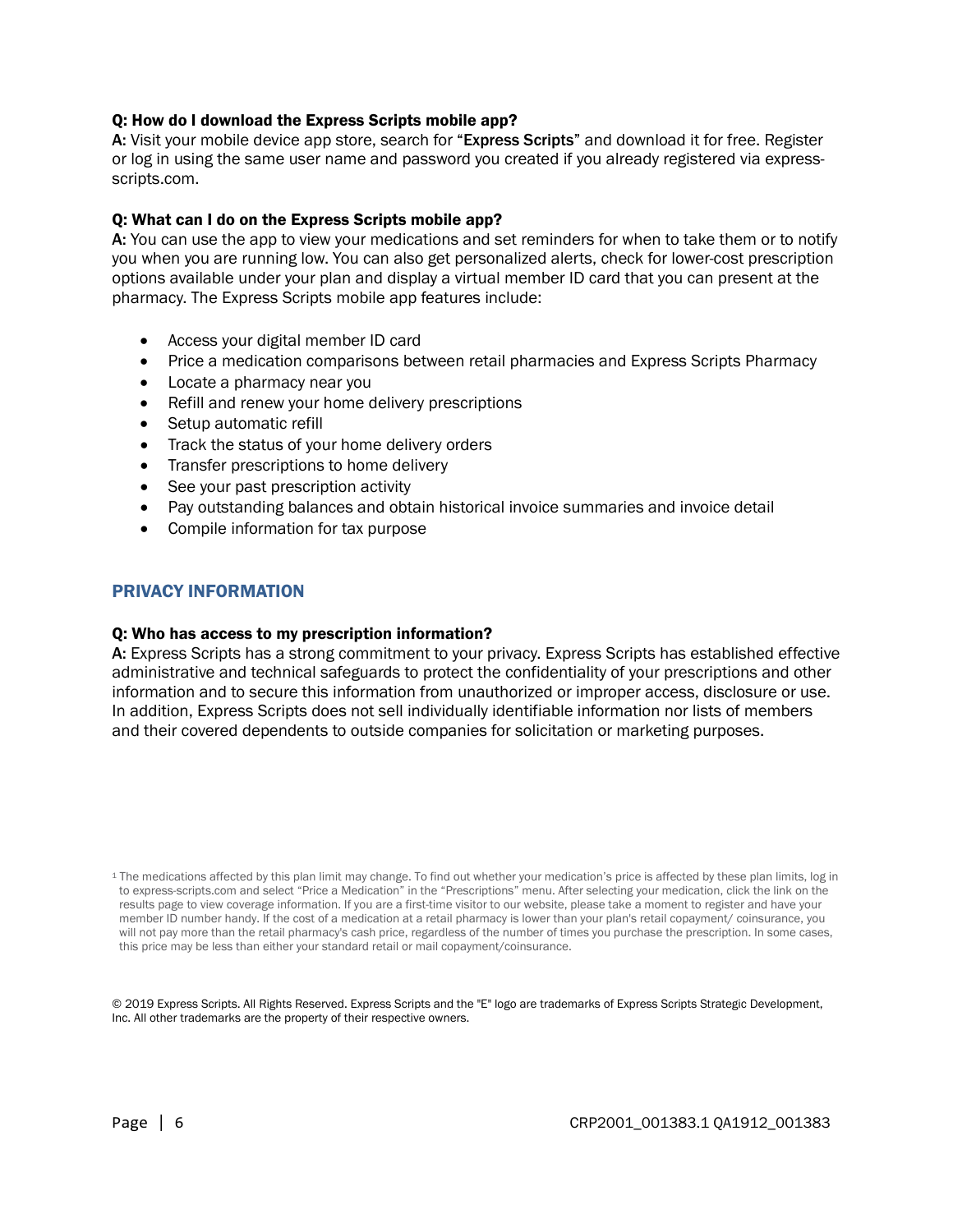**Q: How do I download the Express Scripts mobile app?**
**A**: Visit your mobile device app store, search for "**Express Scripts**" and download it for free. Register or log in using the same user name and password you created if you already registered via express-scripts.com.

**Q: What can I do on the Express Scripts mobile app?**
**A**: You can use the app to view your medications and set reminders for when to take them or to notify you when you are running low. You can also get personalized alerts, check for lower-cost prescription options available under your plan and display a virtual member ID card that you can present at the pharmacy. The Express Scripts mobile app features include:

- Access your digital member ID card
- Price a medication comparisons between retail pharmacies and Express Scripts Pharmacy
- Locate a pharmacy near you
- Refill and renew your home delivery prescriptions
- Setup automatic refill
- Track the status of your home delivery orders
- Transfer prescriptions to home delivery
- See your past prescription activity
- Pay outstanding balances and obtain historical invoice summaries and invoice detail
- Compile information for tax purpose

## PRIVACY INFORMATION

**Q: Who has access to my prescription information?**
**A**: Express Scripts has a strong commitment to your privacy. Express Scripts has established effective administrative and technical safeguards to protect the confidentiality of your prescriptions and other information and to secure this information from unauthorized or improper access, disclosure or use. In addition, Express Scripts does not sell individually identifiable information nor lists of members and their covered dependents to outside companies for solicitation or marketing purposes.

[1] The medications affected by this plan limit may change. To find out whether your medication's price is affected by these plan limits, log in to express-scripts.com and select "Price a Medication" in the "Prescriptions" menu. After selecting your medication, click the link on the results page to view coverage information. If you are a first-time visitor to our website, please take a moment to register and have your member ID number handy. If the cost of a medication at a retail pharmacy is lower than your plan's retail copayment/ coinsurance, you will not pay more than the retail pharmacy's cash price, regardless of the number of times you purchase the prescription. In some cases, this price may be less than either your standard retail or mail copayment/coinsurance.

© 2019 Express Scripts. All Rights Reserved. Express Scripts and the "E" logo are trademarks of Express Scripts Strategic Development, Inc. All other trademarks are the property of their respective owners.

CRP2001_001383.1 QA1912_001383